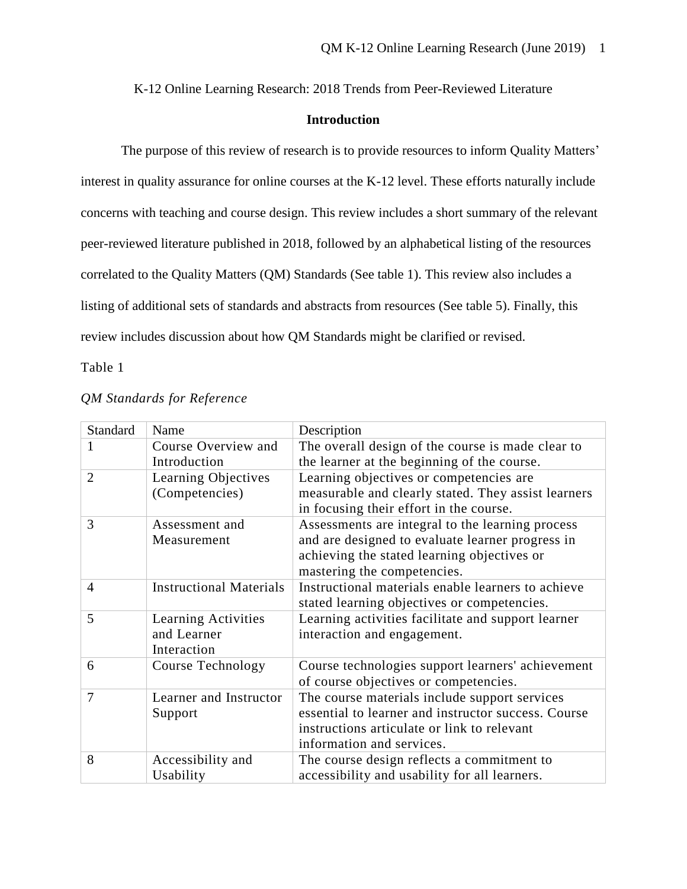K-12 Online Learning Research: 2018 Trends from Peer-Reviewed Literature

## Introduction

The purpose of this review of research is to provide resources to inform Quality Matters' interest in quality assurance for online courses at the K-12 level. These efforts naturally include concerns with teaching and course design. This review includes a short summary of the relevant peer-reviewed literature published in 2018, followed by an alphabetical listing of the resources correlated to the Quality Matters (QM) Standards (See table 1). This review also includes a listing of additional sets of standards and abstracts from resources (See table 5). Finally, this review includes discussion about how QM Standards might be clarified or revised.

Table 1

*QM Standards for Reference*

| Standard | Name | Description |
|---|---|---|
| 1 | Course Overview and Introduction | The overall design of the course is made clear to the learner at the beginning of the course. |
| 2 | Learning Objectives (Competencies) | Learning objectives or competencies are measurable and clearly stated. They assist learners in focusing their effort in the course. |
| 3 | Assessment and Measurement | Assessments are integral to the learning process and are designed to evaluate learner progress in achieving the stated learning objectives or mastering the competencies. |
| 4 | Instructional Materials | Instructional materials enable learners to achieve stated learning objectives or competencies. |
| 5 | Learning Activities and Learner Interaction | Learning activities facilitate and support learner interaction and engagement. |
| 6 | Course Technology | Course technologies support learners' achievement of course objectives or competencies. |
| 7 | Learner and Instructor Support | The course materials include support services essential to learner and instructor success. Course instructions articulate or link to relevant information and services. |
| 8 | Accessibility and Usability | The course design reflects a commitment to accessibility and usability for all learners. |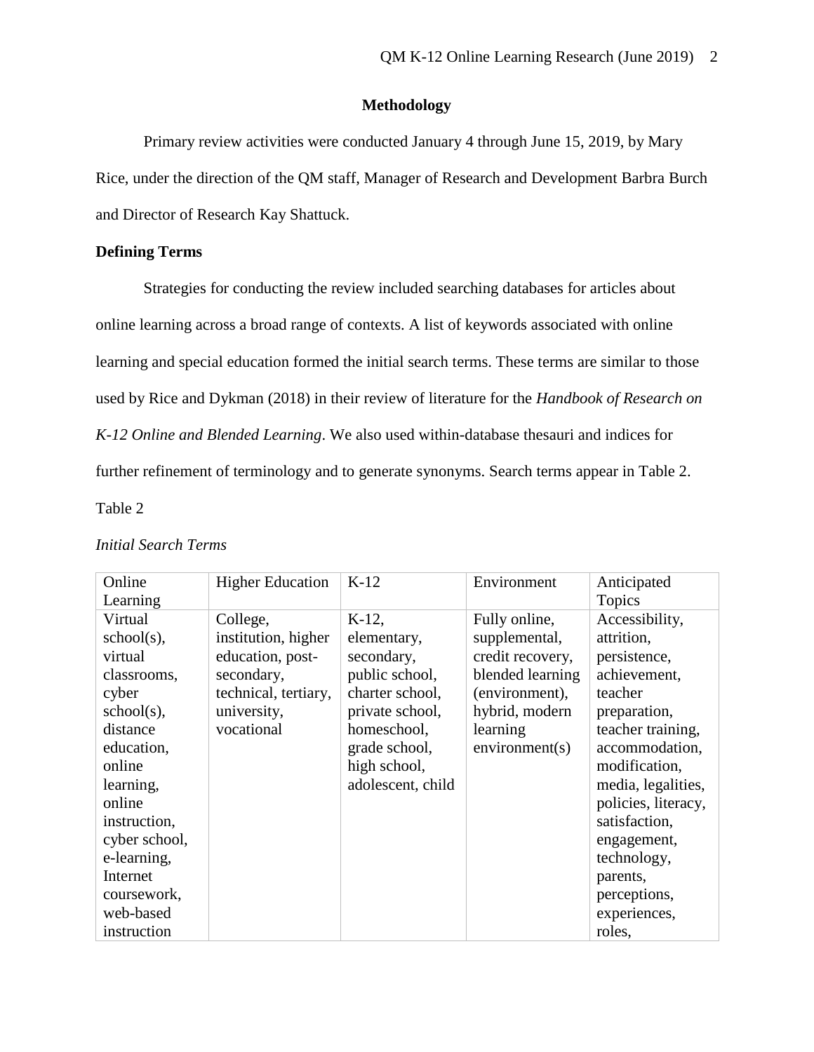## Methodology

Primary review activities were conducted January 4 through June 15, 2019, by Mary Rice, under the direction of the QM staff, Manager of Research and Development Barbra Burch and Director of Research Kay Shattuck.

### Defining Terms

Strategies for conducting the review included searching databases for articles about online learning across a broad range of contexts. A list of keywords associated with online learning and special education formed the initial search terms. These terms are similar to those used by Rice and Dykman (2018) in their review of literature for the *Handbook of Research on K-12 Online and Blended Learning*. We also used within-database thesauri and indices for further refinement of terminology and to generate synonyms. Search terms appear in Table 2.

Table 2

*Initial Search Terms*

| Online Learning | Higher Education | K-12 | Environment | Anticipated Topics |
|---|---|---|---|---|
| Virtual school(s), virtual classrooms, cyber school(s), distance education, online learning, online instruction, cyber school, e-learning, Internet coursework, web-based instruction | College, institution, higher education, post-secondary, technical, tertiary, university, vocational | K-12, elementary, secondary, public school, charter school, private school, homeschool, grade school, high school, adolescent, child | Fully online, supplemental, credit recovery, blended learning (environment), hybrid, modern learning environment(s) | Accessibility, attrition, persistence, achievement, teacher preparation, teacher training, accommodation, modification, media, legalities, policies, literacy, satisfaction, engagement, technology, parents, perceptions, experiences, roles, |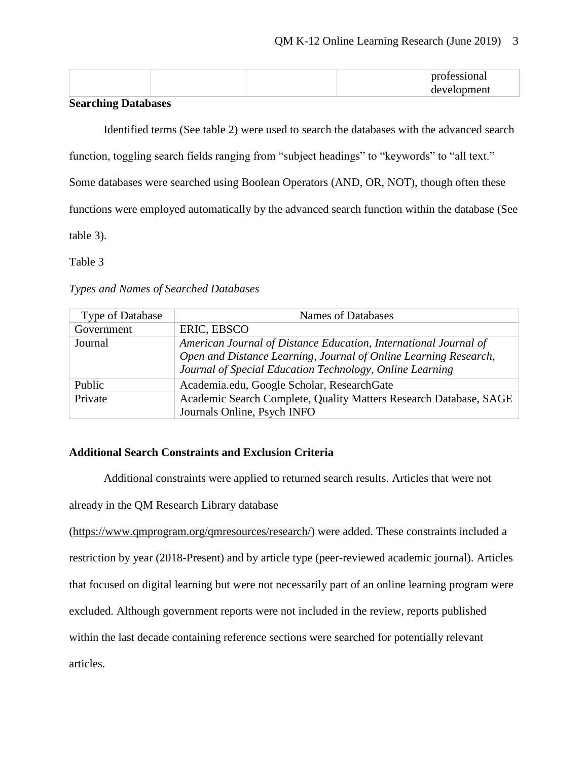| | | | | professional development |
|---|---|---|---|---|

**Searching Databases**

Identified terms (See table 2) were used to search the databases with the advanced search function, toggling search fields ranging from "subject headings" to "keywords" to "all text." Some databases were searched using Boolean Operators (AND, OR, NOT), though often these functions were employed automatically by the advanced search function within the database (See table 3).

Table 3

*Types and Names of Searched Databases*

| Type of Database | Names of Databases |
|---|---|
| Government | ERIC, EBSCO |
| Journal | *American Journal of Distance Education, International Journal of Open and Distance Learning, Journal of Online Learning Research, Journal of Special Education Technology, Online Learning* |
| Public | Academia.edu, Google Scholar, ResearchGate |
| Private | Academic Search Complete, Quality Matters Research Database, SAGE Journals Online, Psych INFO |

**Additional Search Constraints and Exclusion Criteria**

Additional constraints were applied to returned search results. Articles that were not already in the QM Research Library database (https://www.qmprogram.org/qmresources/research/) were added. These constraints included a restriction by year (2018-Present) and by article type (peer-reviewed academic journal). Articles that focused on digital learning but were not necessarily part of an online learning program were excluded. Although government reports were not included in the review, reports published within the last decade containing reference sections were searched for potentially relevant articles.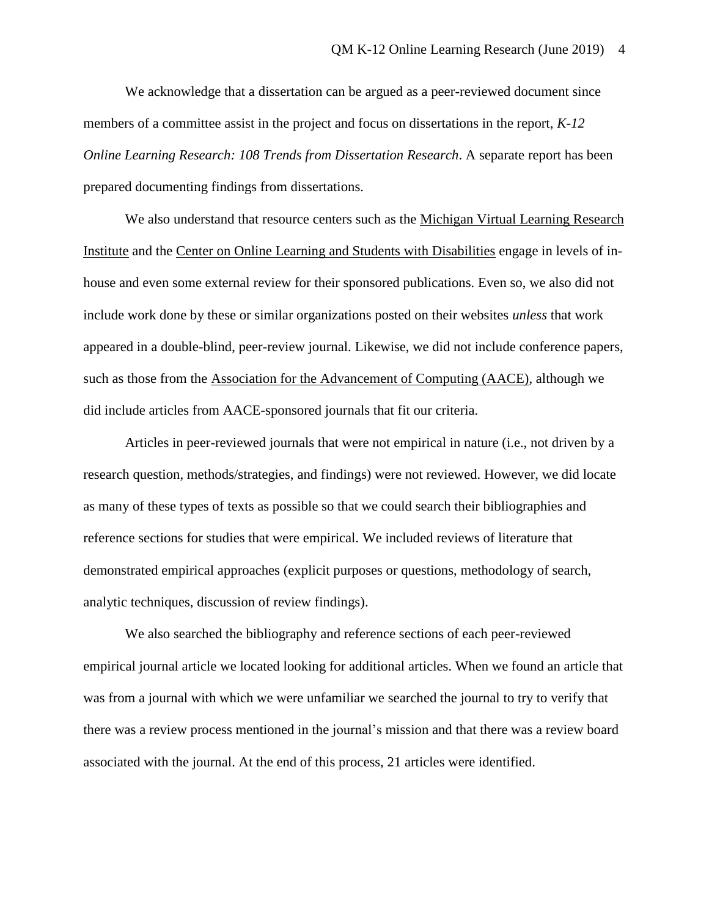We acknowledge that a dissertation can be argued as a peer-reviewed document since members of a committee assist in the project and focus on dissertations in the report, *K-12 Online Learning Research: 108 Trends from Dissertation Research*. A separate report has been prepared documenting findings from dissertations.

We also understand that resource centers such as the Michigan Virtual Learning Research Institute and the Center on Online Learning and Students with Disabilities engage in levels of in-house and even some external review for their sponsored publications. Even so, we also did not include work done by these or similar organizations posted on their websites *unless* that work appeared in a double-blind, peer-review journal. Likewise, we did not include conference papers, such as those from the Association for the Advancement of Computing (AACE), although we did include articles from AACE-sponsored journals that fit our criteria.

Articles in peer-reviewed journals that were not empirical in nature (i.e., not driven by a research question, methods/strategies, and findings) were not reviewed. However, we did locate as many of these types of texts as possible so that we could search their bibliographies and reference sections for studies that were empirical. We included reviews of literature that demonstrated empirical approaches (explicit purposes or questions, methodology of search, analytic techniques, discussion of review findings).

We also searched the bibliography and reference sections of each peer-reviewed empirical journal article we located looking for additional articles. When we found an article that was from a journal with which we were unfamiliar we searched the journal to try to verify that there was a review process mentioned in the journal's mission and that there was a review board associated with the journal. At the end of this process, 21 articles were identified.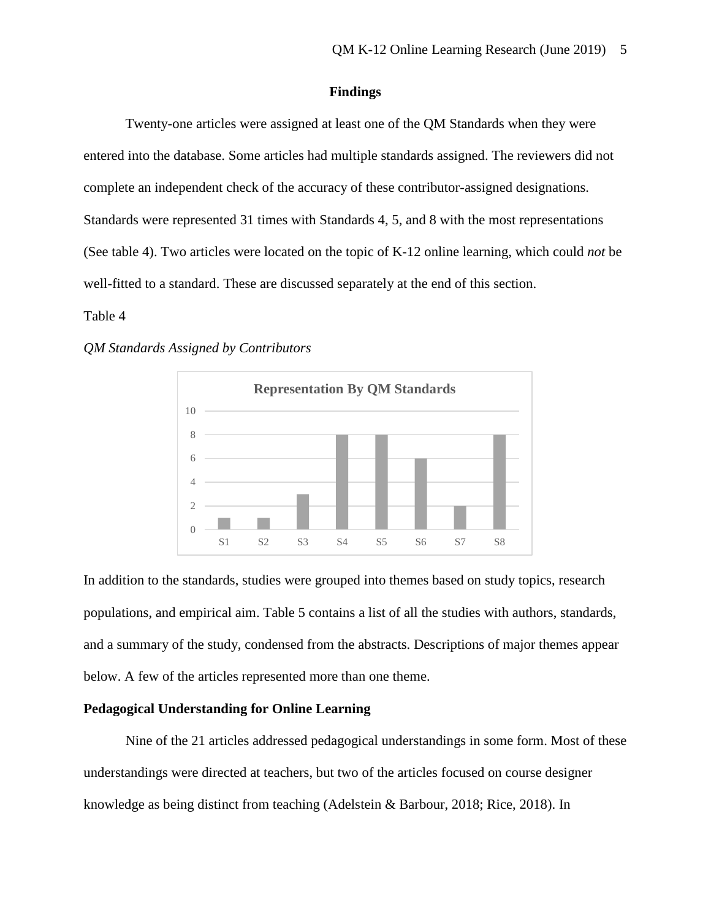## Findings

Twenty-one articles were assigned at least one of the QM Standards when they were entered into the database. Some articles had multiple standards assigned. The reviewers did not complete an independent check of the accuracy of these contributor-assigned designations. Standards were represented 31 times with Standards 4, 5, and 8 with the most representations (See table 4). Two articles were located on the topic of K-12 online learning, which could *not* be well-fitted to a standard. These are discussed separately at the end of this section.

Table 4

*QM Standards Assigned by Contributors*

**Representation By QM Standards**

| Standard | S1 | S2 | S3 | S4 | S5 | S6 | S7 | S8 |
|---|---|---|---|---|---|---|---|---|
| Representations | 1 | 1 | 3 | 8 | 8 | 6 | 2 | 8 |

In addition to the standards, studies were grouped into themes based on study topics, research populations, and empirical aim. Table 5 contains a list of all the studies with authors, standards, and a summary of the study, condensed from the abstracts. Descriptions of major themes appear below. A few of the articles represented more than one theme.

### Pedagogical Understanding for Online Learning

Nine of the 21 articles addressed pedagogical understandings in some form. Most of these understandings were directed at teachers, but two of the articles focused on course designer knowledge as being distinct from teaching (Adelstein & Barbour, 2018; Rice, 2018). In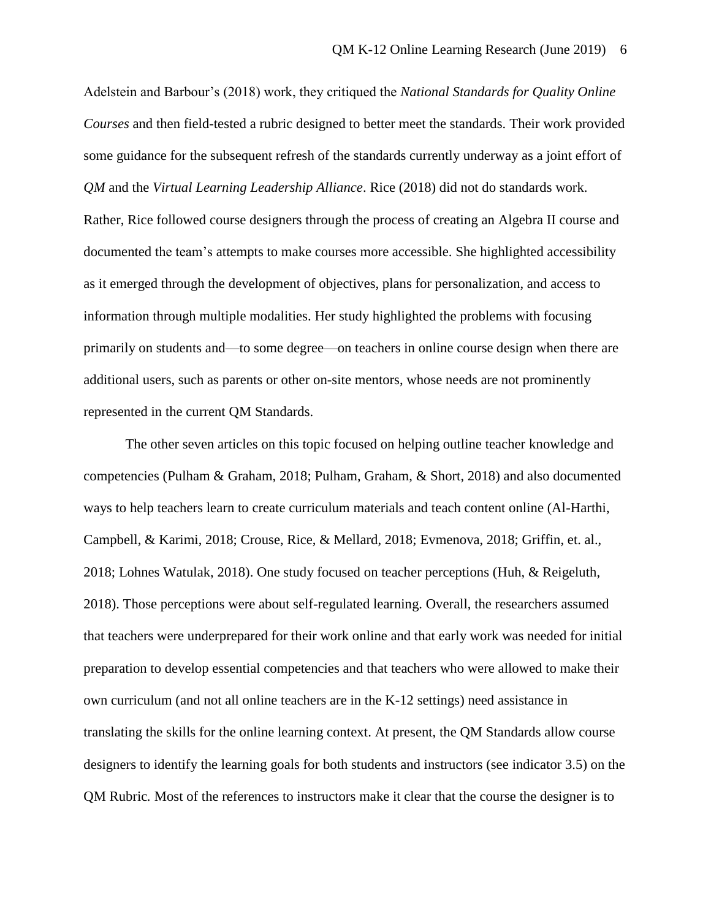Adelstein and Barbour's (2018) work, they critiqued the *National Standards for Quality Online Courses* and then field-tested a rubric designed to better meet the standards. Their work provided some guidance for the subsequent refresh of the standards currently underway as a joint effort of *QM* and the *Virtual Learning Leadership Alliance*. Rice (2018) did not do standards work. Rather, Rice followed course designers through the process of creating an Algebra II course and documented the team's attempts to make courses more accessible. She highlighted accessibility as it emerged through the development of objectives, plans for personalization, and access to information through multiple modalities. Her study highlighted the problems with focusing primarily on students and—to some degree—on teachers in online course design when there are additional users, such as parents or other on-site mentors, whose needs are not prominently represented in the current QM Standards.

The other seven articles on this topic focused on helping outline teacher knowledge and competencies (Pulham & Graham, 2018; Pulham, Graham, & Short, 2018) and also documented ways to help teachers learn to create curriculum materials and teach content online (Al-Harthi, Campbell, & Karimi, 2018; Crouse, Rice, & Mellard, 2018; Evmenova, 2018; Griffin, et. al., 2018; Lohnes Watulak, 2018). One study focused on teacher perceptions (Huh, & Reigeluth, 2018). Those perceptions were about self-regulated learning. Overall, the researchers assumed that teachers were underprepared for their work online and that early work was needed for initial preparation to develop essential competencies and that teachers who were allowed to make their own curriculum (and not all online teachers are in the K-12 settings) need assistance in translating the skills for the online learning context. At present, the QM Standards allow course designers to identify the learning goals for both students and instructors (see indicator 3.5) on the QM Rubric*.* Most of the references to instructors make it clear that the course the designer is to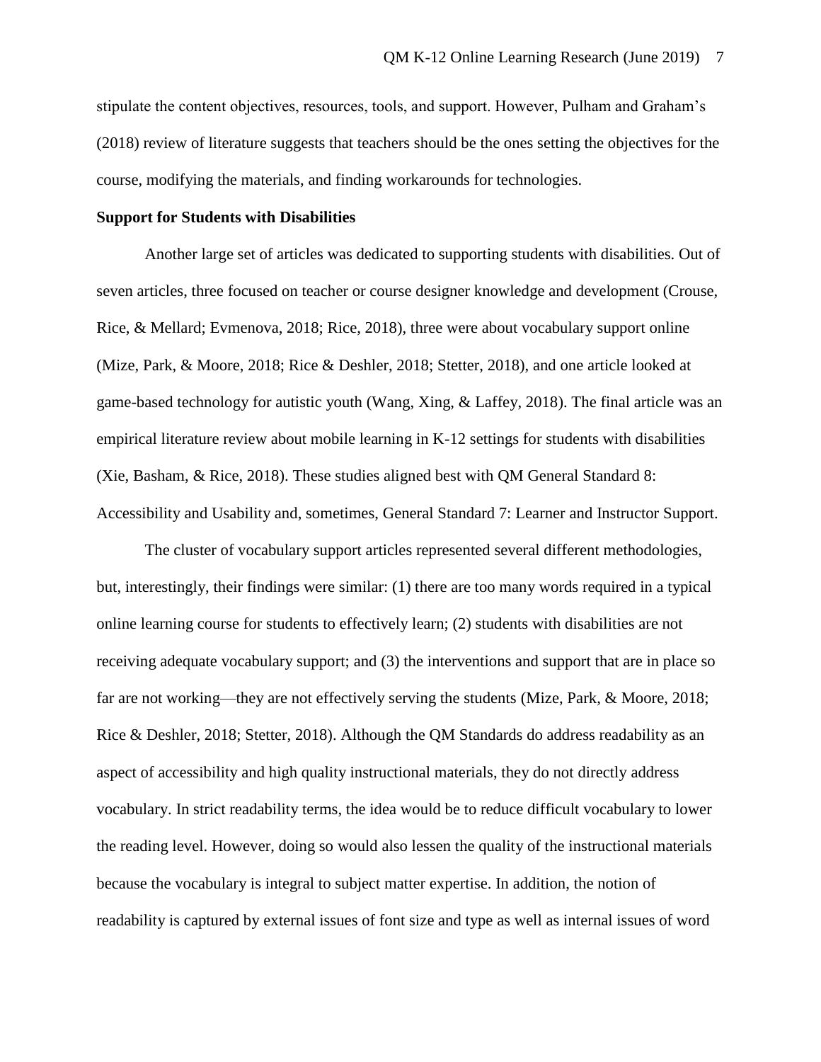stipulate the content objectives, resources, tools, and support. However, Pulham and Graham's (2018) review of literature suggests that teachers should be the ones setting the objectives for the course, modifying the materials, and finding workarounds for technologies.

**Support for Students with Disabilities**

Another large set of articles was dedicated to supporting students with disabilities. Out of seven articles, three focused on teacher or course designer knowledge and development (Crouse, Rice, & Mellard; Evmenova, 2018; Rice, 2018), three were about vocabulary support online (Mize, Park, & Moore, 2018; Rice & Deshler, 2018; Stetter, 2018), and one article looked at game-based technology for autistic youth (Wang, Xing, & Laffey, 2018). The final article was an empirical literature review about mobile learning in K-12 settings for students with disabilities (Xie, Basham, & Rice, 2018). These studies aligned best with QM General Standard 8: Accessibility and Usability and, sometimes, General Standard 7: Learner and Instructor Support.

The cluster of vocabulary support articles represented several different methodologies, but, interestingly, their findings were similar: (1) there are too many words required in a typical online learning course for students to effectively learn; (2) students with disabilities are not receiving adequate vocabulary support; and (3) the interventions and support that are in place so far are not working—they are not effectively serving the students (Mize, Park, & Moore, 2018; Rice & Deshler, 2018; Stetter, 2018). Although the QM Standards do address readability as an aspect of accessibility and high quality instructional materials, they do not directly address vocabulary. In strict readability terms, the idea would be to reduce difficult vocabulary to lower the reading level. However, doing so would also lessen the quality of the instructional materials because the vocabulary is integral to subject matter expertise. In addition, the notion of readability is captured by external issues of font size and type as well as internal issues of word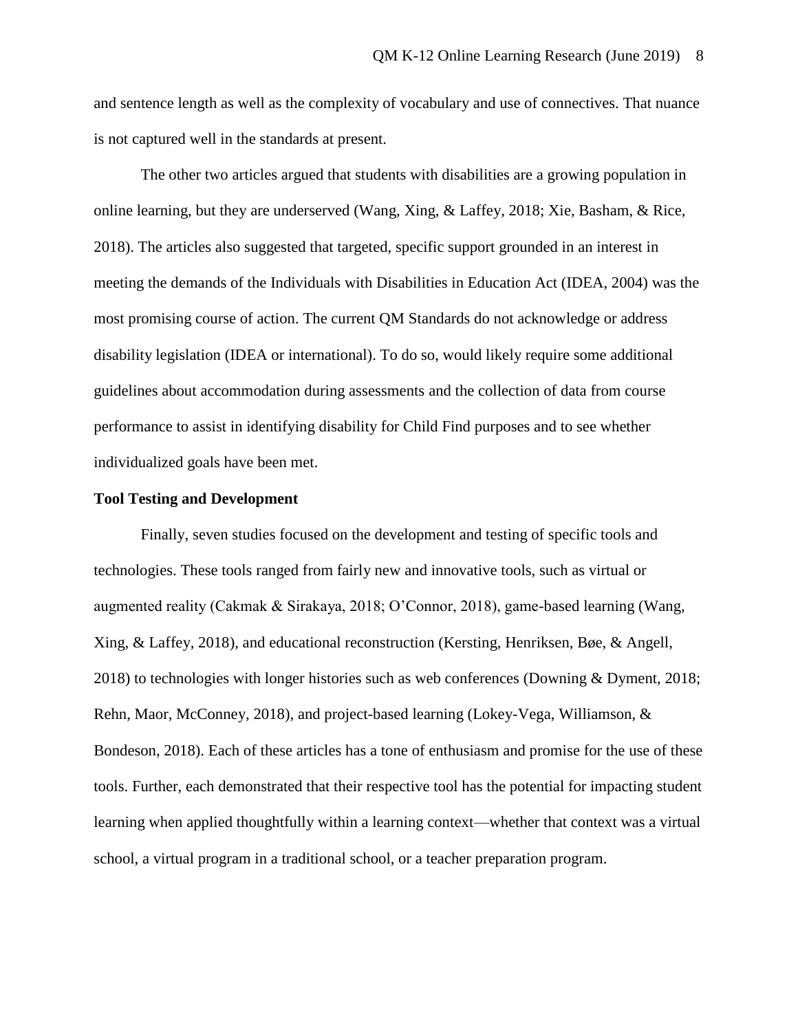and sentence length as well as the complexity of vocabulary and use of connectives. That nuance is not captured well in the standards at present.

The other two articles argued that students with disabilities are a growing population in online learning, but they are underserved (Wang, Xing, & Laffey, 2018; Xie, Basham, & Rice, 2018). The articles also suggested that targeted, specific support grounded in an interest in meeting the demands of the Individuals with Disabilities in Education Act (IDEA, 2004) was the most promising course of action. The current QM Standards do not acknowledge or address disability legislation (IDEA or international). To do so, would likely require some additional guidelines about accommodation during assessments and the collection of data from course performance to assist in identifying disability for Child Find purposes and to see whether individualized goals have been met.

**Tool Testing and Development**

Finally, seven studies focused on the development and testing of specific tools and technologies. These tools ranged from fairly new and innovative tools, such as virtual or augmented reality (Cakmak & Sirakaya, 2018; O'Connor, 2018), game-based learning (Wang, Xing, & Laffey, 2018), and educational reconstruction (Kersting, Henriksen, Bøe, & Angell, 2018) to technologies with longer histories such as web conferences (Downing & Dyment, 2018; Rehn, Maor, McConney, 2018), and project-based learning (Lokey-Vega, Williamson, & Bondeson, 2018). Each of these articles has a tone of enthusiasm and promise for the use of these tools. Further, each demonstrated that their respective tool has the potential for impacting student learning when applied thoughtfully within a learning context—whether that context was a virtual school, a virtual program in a traditional school, or a teacher preparation program.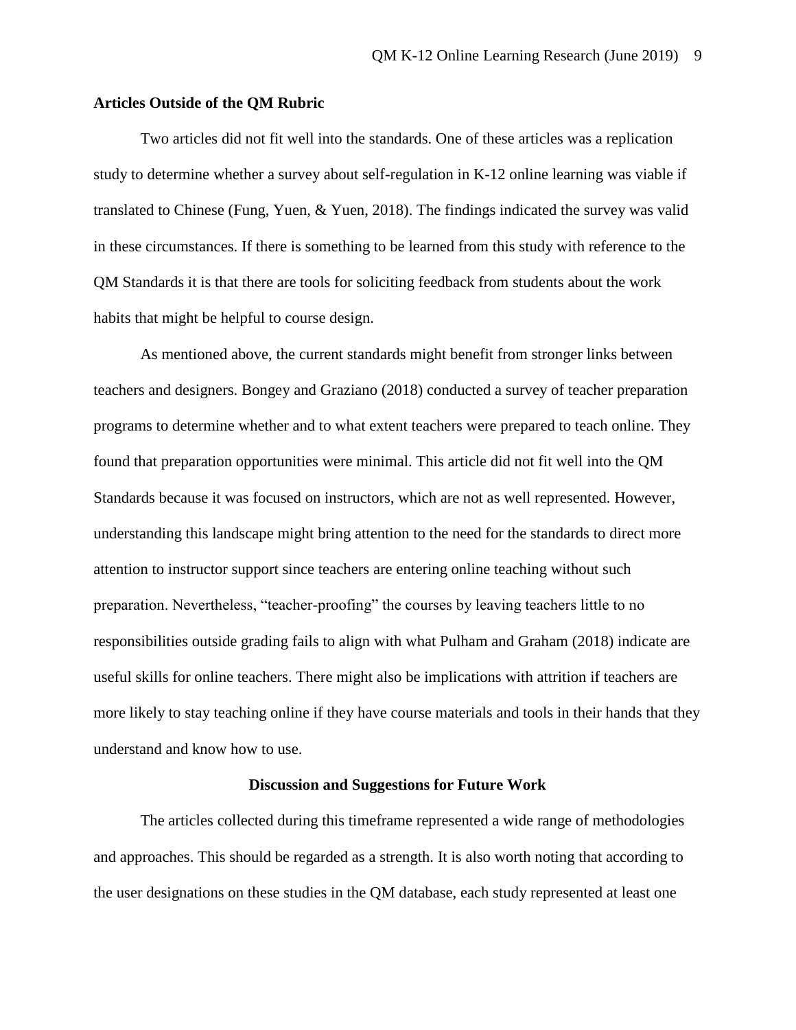### Articles Outside of the QM Rubric

Two articles did not fit well into the standards. One of these articles was a replication study to determine whether a survey about self-regulation in K-12 online learning was viable if translated to Chinese (Fung, Yuen, & Yuen, 2018). The findings indicated the survey was valid in these circumstances. If there is something to be learned from this study with reference to the QM Standards it is that there are tools for soliciting feedback from students about the work habits that might be helpful to course design.

As mentioned above, the current standards might benefit from stronger links between teachers and designers. Bongey and Graziano (2018) conducted a survey of teacher preparation programs to determine whether and to what extent teachers were prepared to teach online. They found that preparation opportunities were minimal. This article did not fit well into the QM Standards because it was focused on instructors, which are not as well represented. However, understanding this landscape might bring attention to the need for the standards to direct more attention to instructor support since teachers are entering online teaching without such preparation. Nevertheless, "teacher-proofing" the courses by leaving teachers little to no responsibilities outside grading fails to align with what Pulham and Graham (2018) indicate are useful skills for online teachers. There might also be implications with attrition if teachers are more likely to stay teaching online if they have course materials and tools in their hands that they understand and know how to use.

## Discussion and Suggestions for Future Work

The articles collected during this timeframe represented a wide range of methodologies and approaches. This should be regarded as a strength. It is also worth noting that according to the user designations on these studies in the QM database, each study represented at least one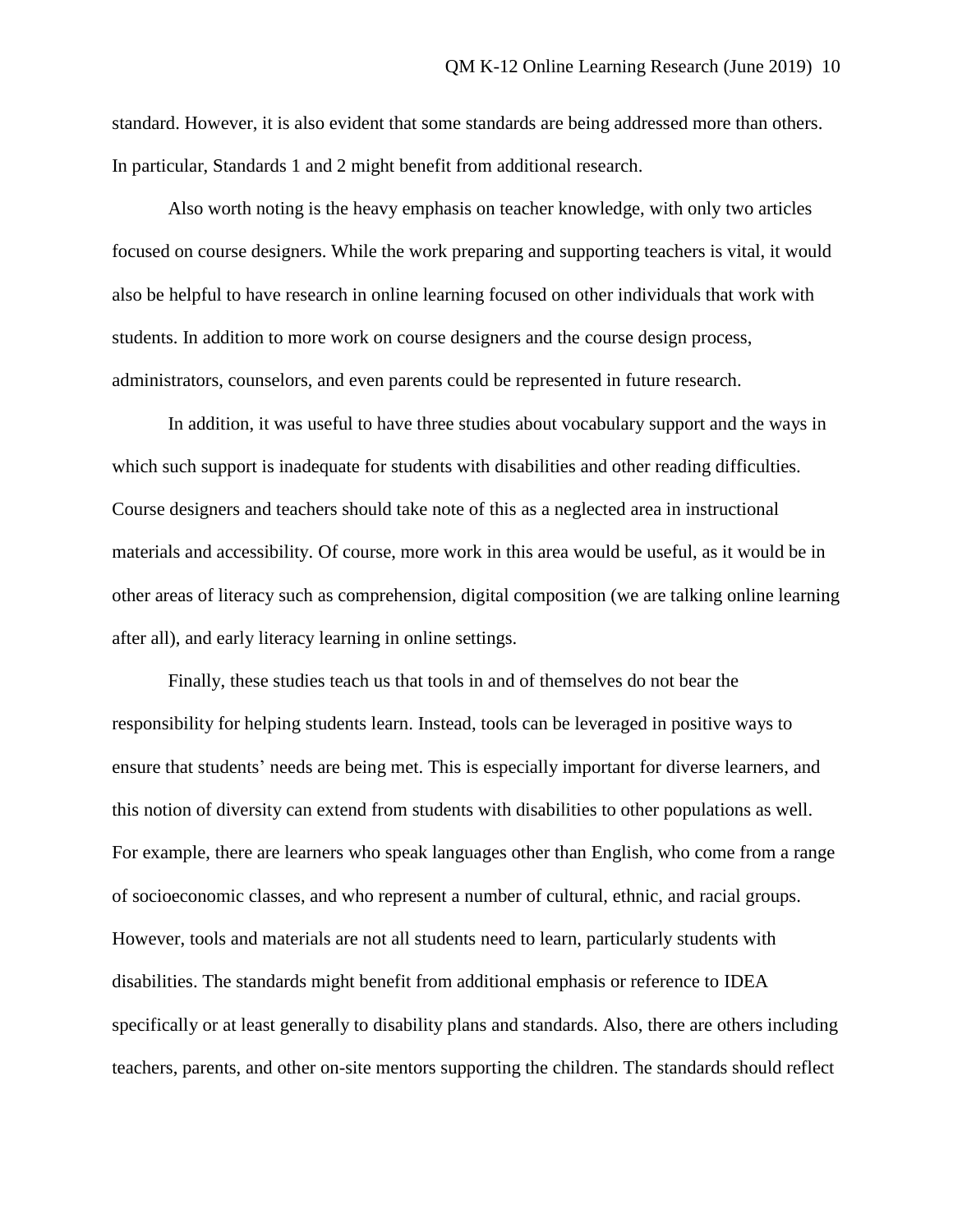standard. However, it is also evident that some standards are being addressed more than others. In particular, Standards 1 and 2 might benefit from additional research.

Also worth noting is the heavy emphasis on teacher knowledge, with only two articles focused on course designers. While the work preparing and supporting teachers is vital, it would also be helpful to have research in online learning focused on other individuals that work with students. In addition to more work on course designers and the course design process, administrators, counselors, and even parents could be represented in future research.

In addition, it was useful to have three studies about vocabulary support and the ways in which such support is inadequate for students with disabilities and other reading difficulties. Course designers and teachers should take note of this as a neglected area in instructional materials and accessibility. Of course, more work in this area would be useful, as it would be in other areas of literacy such as comprehension, digital composition (we are talking online learning after all), and early literacy learning in online settings.

Finally, these studies teach us that tools in and of themselves do not bear the responsibility for helping students learn. Instead, tools can be leveraged in positive ways to ensure that students' needs are being met. This is especially important for diverse learners, and this notion of diversity can extend from students with disabilities to other populations as well. For example, there are learners who speak languages other than English, who come from a range of socioeconomic classes, and who represent a number of cultural, ethnic, and racial groups. However, tools and materials are not all students need to learn, particularly students with disabilities. The standards might benefit from additional emphasis or reference to IDEA specifically or at least generally to disability plans and standards. Also, there are others including teachers, parents, and other on-site mentors supporting the children. The standards should reflect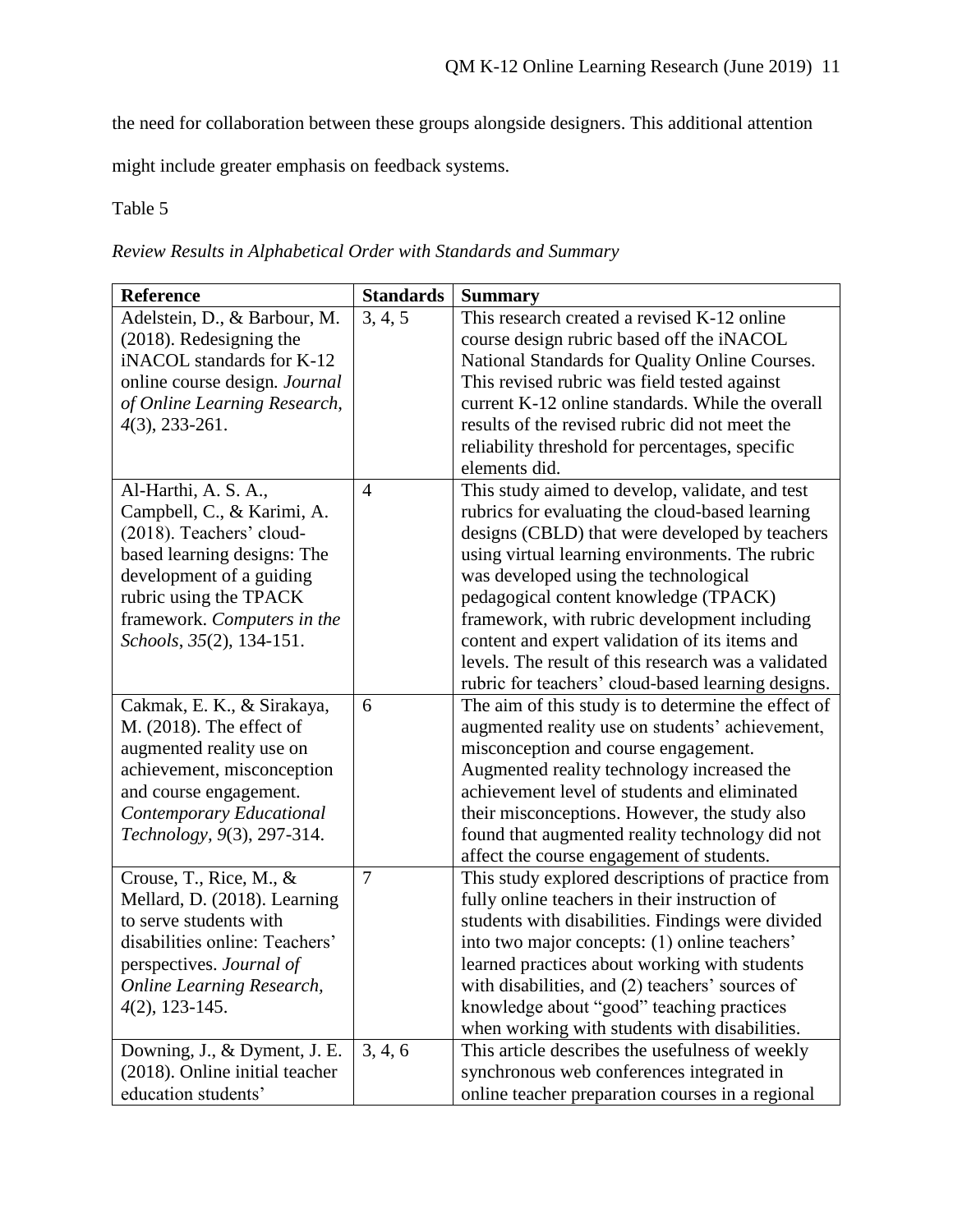the need for collaboration between these groups alongside designers. This additional attention might include greater emphasis on feedback systems.

Table 5

*Review Results in Alphabetical Order with Standards and Summary*

| Reference | Standards | Summary |
|---|---|---|
| Adelstein, D., & Barbour, M. (2018). Redesigning the iNACOL standards for K-12 online course design. *Journal of Online Learning Research*, *4*(3), 233-261. | 3, 4, 5 | This research created a revised K-12 online course design rubric based off the iNACOL National Standards for Quality Online Courses. This revised rubric was field tested against current K-12 online standards. While the overall results of the revised rubric did not meet the reliability threshold for percentages, specific elements did. |
| Al-Harthi, A. S. A., Campbell, C., & Karimi, A. (2018). Teachers' cloud-based learning designs: The development of a guiding rubric using the TPACK framework. *Computers in the Schools*, *35*(2), 134-151. | 4 | This study aimed to develop, validate, and test rubrics for evaluating the cloud-based learning designs (CBLD) that were developed by teachers using virtual learning environments. The rubric was developed using the technological pedagogical content knowledge (TPACK) framework, with rubric development including content and expert validation of its items and levels. The result of this research was a validated rubric for teachers' cloud-based learning designs. |
| Cakmak, E. K., & Sirakaya, M. (2018). The effect of augmented reality use on achievement, misconception and course engagement. *Contemporary Educational Technology*, *9*(3), 297-314. | 6 | The aim of this study is to determine the effect of augmented reality use on students' achievement, misconception and course engagement. Augmented reality technology increased the achievement level of students and eliminated their misconceptions. However, the study also found that augmented reality technology did not affect the course engagement of students. |
| Crouse, T., Rice, M., & Mellard, D. (2018). Learning to serve students with disabilities online: Teachers' perspectives. *Journal of Online Learning Research*, *4*(2), 123-145. | 7 | This study explored descriptions of practice from fully online teachers in their instruction of students with disabilities. Findings were divided into two major concepts: (1) online teachers' learned practices about working with students with disabilities, and (2) teachers' sources of knowledge about "good" teaching practices when working with students with disabilities. |
| Downing, J., & Dyment, J. E. (2018). Online initial teacher education students' | 3, 4, 6 | This article describes the usefulness of weekly synchronous web conferences integrated in online teacher preparation courses in a regional |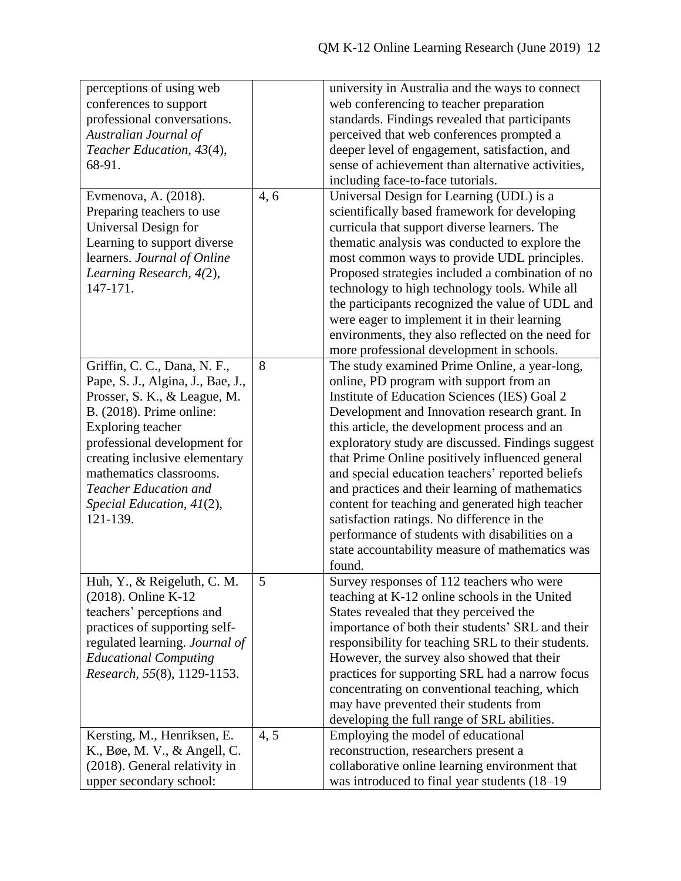| | | |
|---|---|---|
| perceptions of using web conferences to support professional conversations. *Australian Journal of Teacher Education, 43*(4), 68-91. | | university in Australia and the ways to connect web conferencing to teacher preparation standards. Findings revealed that participants perceived that web conferences prompted a deeper level of engagement, satisfaction, and sense of achievement than alternative activities, including face-to-face tutorials. |
| Evmenova, A. (2018). Preparing teachers to use Universal Design for Learning to support diverse learners. *Journal of Online Learning Research, 4(*2), 147-171. | 4, 6 | Universal Design for Learning (UDL) is a scientifically based framework for developing curricula that support diverse learners. The thematic analysis was conducted to explore the most common ways to provide UDL principles. Proposed strategies included a combination of no technology to high technology tools. While all the participants recognized the value of UDL and were eager to implement it in their learning environments, they also reflected on the need for more professional development in schools. |
| Griffin, C. C., Dana, N. F., Pape, S. J., Algina, J., Bae, J., Prosser, S. K., & League, M. B. (2018). Prime online: Exploring teacher professional development for creating inclusive elementary mathematics classrooms. *Teacher Education and Special Education, 41*(2), 121-139. | 8 | The study examined Prime Online, a year-long, online, PD program with support from an Institute of Education Sciences (IES) Goal 2 Development and Innovation research grant. In this article, the development process and an exploratory study are discussed. Findings suggest that Prime Online positively influenced general and special education teachers' reported beliefs and practices and their learning of mathematics content for teaching and generated high teacher satisfaction ratings. No difference in the performance of students with disabilities on a state accountability measure of mathematics was found. |
| Huh, Y., & Reigeluth, C. M. (2018). Online K-12 teachers' perceptions and practices of supporting self-regulated learning. *Journal of Educational Computing Research, 55*(8), 1129-1153. | 5 | Survey responses of 112 teachers who were teaching at K-12 online schools in the United States revealed that they perceived the importance of both their students' SRL and their responsibility for teaching SRL to their students. However, the survey also showed that their practices for supporting SRL had a narrow focus concentrating on conventional teaching, which may have prevented their students from developing the full range of SRL abilities. |
| Kersting, M., Henriksen, E. K., Bøe, M. V., & Angell, C. (2018). General relativity in upper secondary school: | 4, 5 | Employing the model of educational reconstruction, researchers present a collaborative online learning environment that was introduced to final year students (18–19 |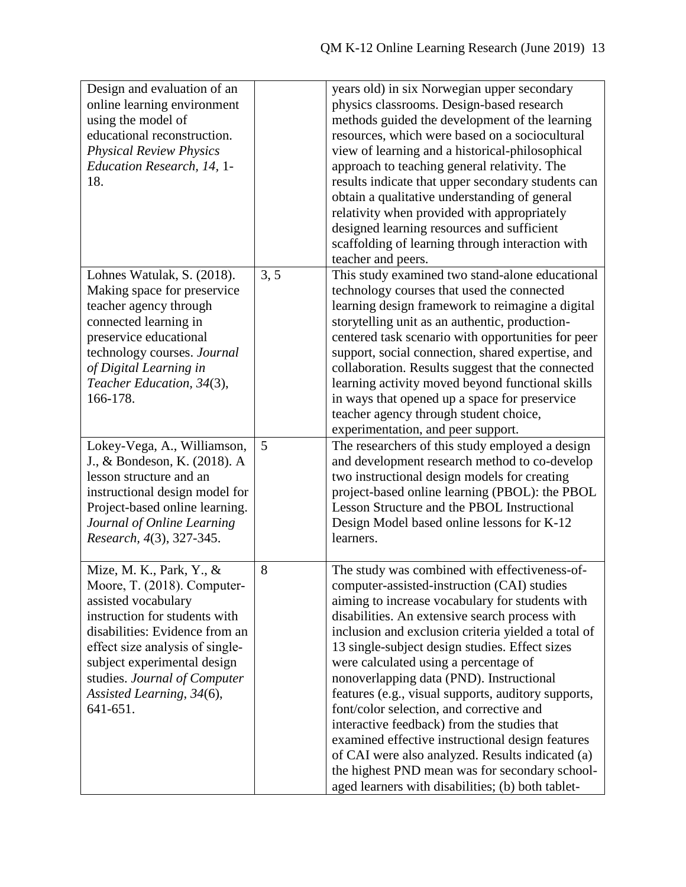| | | |
|---|---|---|
| Design and evaluation of an online learning environment using the model of educational reconstruction. *Physical Review Physics Education Research, 14,* 1-18. | | years old) in six Norwegian upper secondary physics classrooms. Design-based research methods guided the development of the learning resources, which were based on a sociocultural view of learning and a historical-philosophical approach to teaching general relativity. The results indicate that upper secondary students can obtain a qualitative understanding of general relativity when provided with appropriately designed learning resources and sufficient scaffolding of learning through interaction with teacher and peers. |
| Lohnes Watulak, S. (2018). Making space for preservice teacher agency through connected learning in preservice educational technology courses. *Journal of Digital Learning in Teacher Education, 34*(3), 166-178. | 3, 5 | This study examined two stand-alone educational technology courses that used the connected learning design framework to reimagine a digital storytelling unit as an authentic, production-centered task scenario with opportunities for peer support, social connection, shared expertise, and collaboration. Results suggest that the connected learning activity moved beyond functional skills in ways that opened up a space for preservice teacher agency through student choice, experimentation, and peer support. |
| Lokey-Vega, A., Williamson, J., & Bondeson, K. (2018). A lesson structure and an instructional design model for Project-based online learning. *Journal of Online Learning Research*, *4*(3), 327-345. | 5 | The researchers of this study employed a design and development research method to co-develop two instructional design models for creating project-based online learning (PBOL): the PBOL Lesson Structure and the PBOL Instructional Design Model based online lessons for K-12 learners. |
| Mize, M. K., Park, Y., & Moore, T. (2018). Computer-assisted vocabulary instruction for students with disabilities: Evidence from an effect size analysis of single-subject experimental design studies. *Journal of Computer Assisted Learning*, *34*(6), 641-651. | 8 | The study was combined with effectiveness-of-computer-assisted-instruction (CAI) studies aiming to increase vocabulary for students with disabilities. An extensive search process with inclusion and exclusion criteria yielded a total of 13 single-subject design studies. Effect sizes were calculated using a percentage of nonoverlapping data (PND). Instructional features (e.g., visual supports, auditory supports, font/color selection, and corrective and interactive feedback) from the studies that examined effective instructional design features of CAI were also analyzed. Results indicated (a) the highest PND mean was for secondary school-aged learners with disabilities; (b) both tablet- |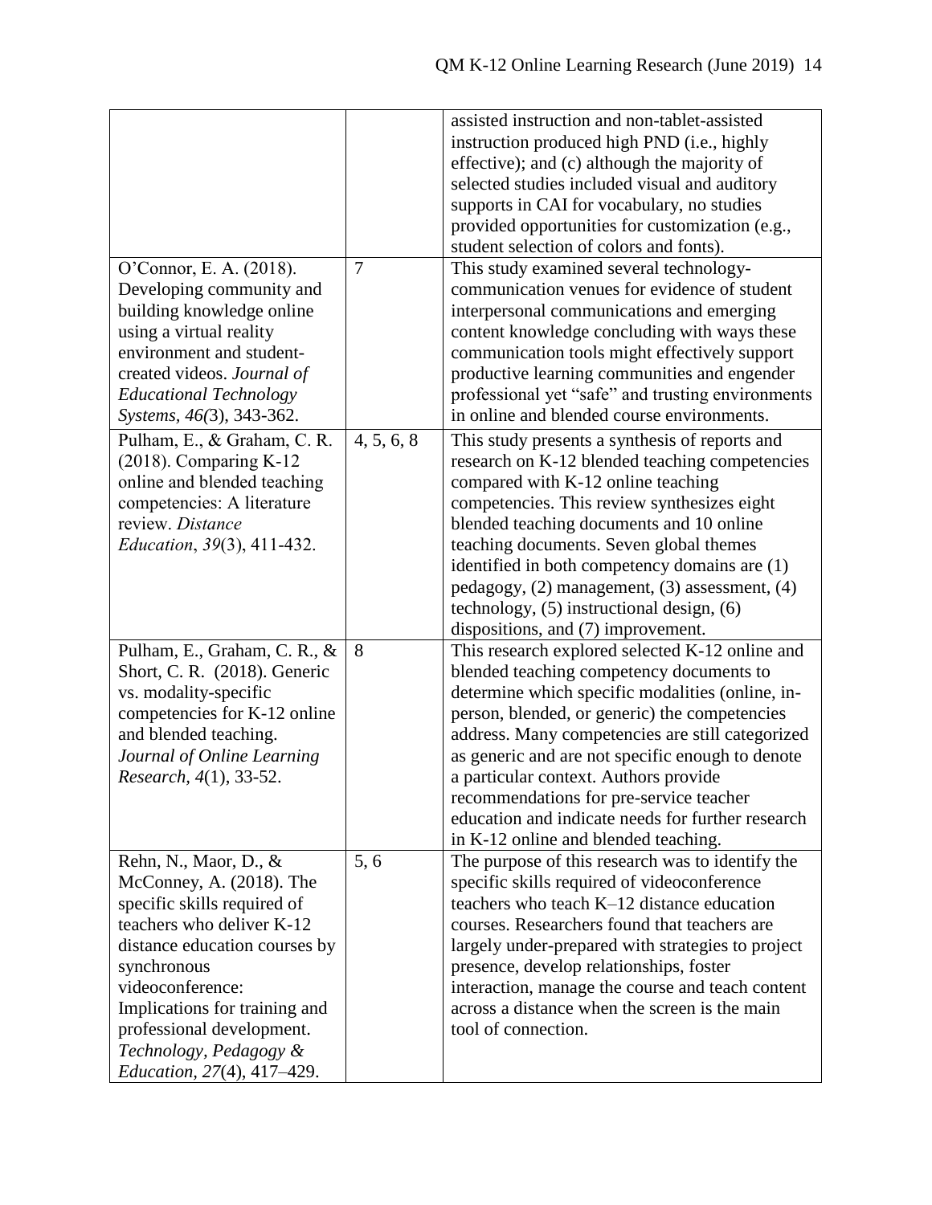| | | |
|---|---|---|
| | | assisted instruction and non-tablet-assisted instruction produced high PND (i.e., highly effective); and (c) although the majority of selected studies included visual and auditory supports in CAI for vocabulary, no studies provided opportunities for customization (e.g., student selection of colors and fonts). |
| O'Connor, E. A. (2018). Developing community and building knowledge online using a virtual reality environment and student-created videos. *Journal of Educational Technology Systems*, *46(*3), 343-362. | 7 | This study examined several technology-communication venues for evidence of student interpersonal communications and emerging content knowledge concluding with ways these communication tools might effectively support productive learning communities and engender professional yet "safe" and trusting environments in online and blended course environments. |
| Pulham, E., & Graham, C. R. (2018). Comparing K-12 online and blended teaching competencies: A literature review. *Distance Education*, *39*(3), 411-432. | 4, 5, 6, 8 | This study presents a synthesis of reports and research on K-12 blended teaching competencies compared with K-12 online teaching competencies. This review synthesizes eight blended teaching documents and 10 online teaching documents. Seven global themes identified in both competency domains are (1) pedagogy, (2) management, (3) assessment, (4) technology, (5) instructional design, (6) dispositions, and (7) improvement. |
| Pulham, E., Graham, C. R., & Short, C. R. (2018). Generic vs. modality-specific competencies for K-12 online and blended teaching. *Journal of Online Learning Research*, *4*(1), 33-52. | 8 | This research explored selected K-12 online and blended teaching competency documents to determine which specific modalities (online, in-person, blended, or generic) the competencies address. Many competencies are still categorized as generic and are not specific enough to denote a particular context. Authors provide recommendations for pre-service teacher education and indicate needs for further research in K-12 online and blended teaching. |
| Rehn, N., Maor, D., & McConney, A. (2018). The specific skills required of teachers who deliver K-12 distance education courses by synchronous videoconference: Implications for training and professional development. *Technology, Pedagogy & Education*, *27*(4), 417–429. | 5, 6 | The purpose of this research was to identify the specific skills required of videoconference teachers who teach K–12 distance education courses. Researchers found that teachers are largely under-prepared with strategies to project presence, develop relationships, foster interaction, manage the course and teach content across a distance when the screen is the main tool of connection. |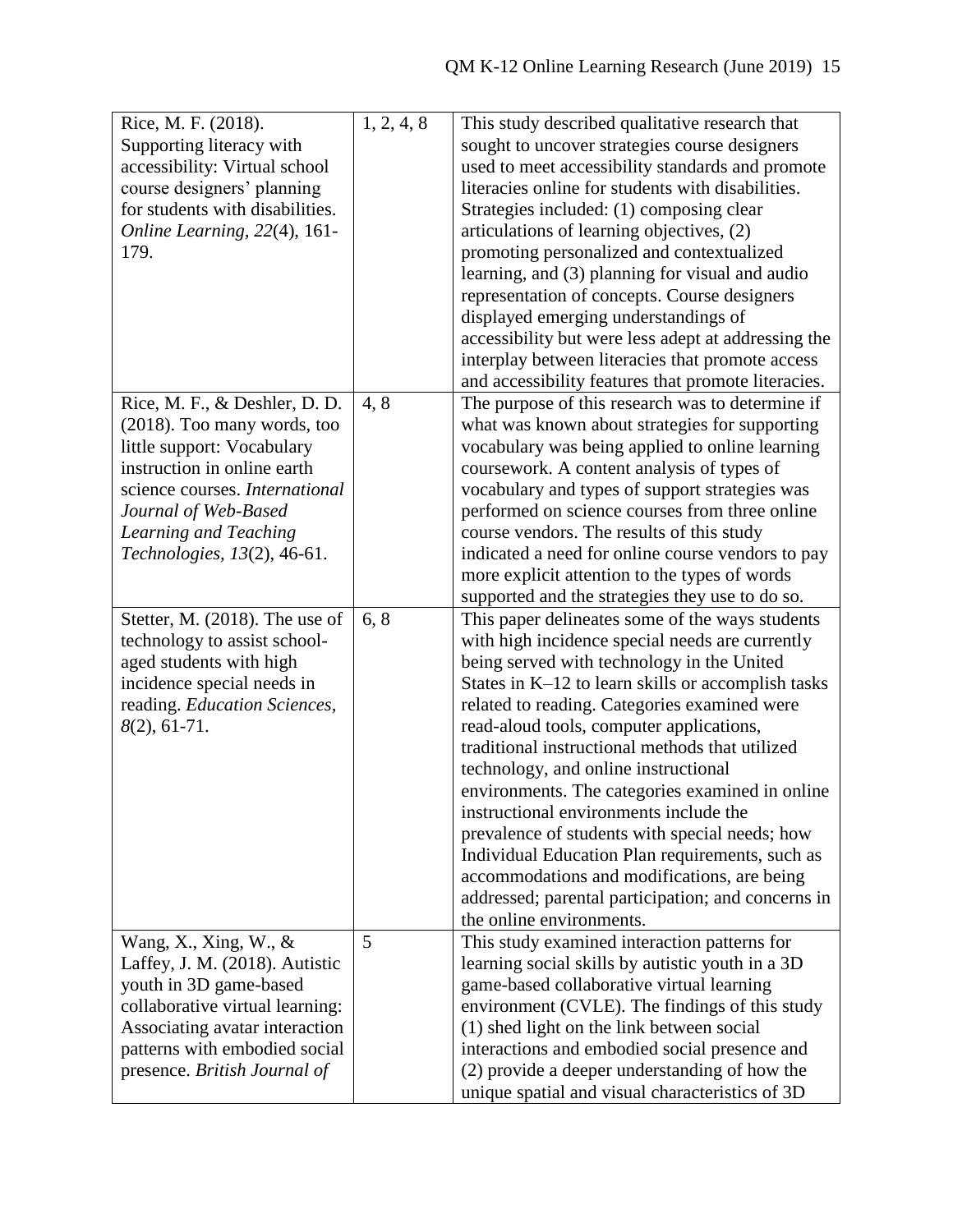| | | |
|---|---|---|
| Rice, M. F. (2018). Supporting literacy with accessibility: Virtual school course designers' planning for students with disabilities. *Online Learning, 22*(4), 161-179. | 1, 2, 4, 8 | This study described qualitative research that sought to uncover strategies course designers used to meet accessibility standards and promote literacies online for students with disabilities. Strategies included: (1) composing clear articulations of learning objectives, (2) promoting personalized and contextualized learning, and (3) planning for visual and audio representation of concepts. Course designers displayed emerging understandings of accessibility but were less adept at addressing the interplay between literacies that promote access and accessibility features that promote literacies. |
| Rice, M. F., & Deshler, D. D. (2018). Too many words, too little support: Vocabulary instruction in online earth science courses. *International Journal of Web-Based Learning and Teaching Technologies, 13*(2), 46-61. | 4, 8 | The purpose of this research was to determine if what was known about strategies for supporting vocabulary was being applied to online learning coursework. A content analysis of types of vocabulary and types of support strategies was performed on science courses from three online course vendors. The results of this study indicated a need for online course vendors to pay more explicit attention to the types of words supported and the strategies they use to do so. |
| Stetter, M. (2018). The use of technology to assist school-aged students with high incidence special needs in reading. *Education Sciences, 8*(2), 61-71. | 6, 8 | This paper delineates some of the ways students with high incidence special needs are currently being served with technology in the United States in K–12 to learn skills or accomplish tasks related to reading. Categories examined were read-aloud tools, computer applications, traditional instructional methods that utilized technology, and online instructional environments. The categories examined in online instructional environments include the prevalence of students with special needs; how Individual Education Plan requirements, such as accommodations and modifications, are being addressed; parental participation; and concerns in the online environments. |
| Wang, X., Xing, W., & Laffey, J. M. (2018). Autistic youth in 3D game-based collaborative virtual learning: Associating avatar interaction patterns with embodied social presence. *British Journal of* | 5 | This study examined interaction patterns for learning social skills by autistic youth in a 3D game-based collaborative virtual learning environment (CVLE). The findings of this study (1) shed light on the link between social interactions and embodied social presence and (2) provide a deeper understanding of how the unique spatial and visual characteristics of 3D |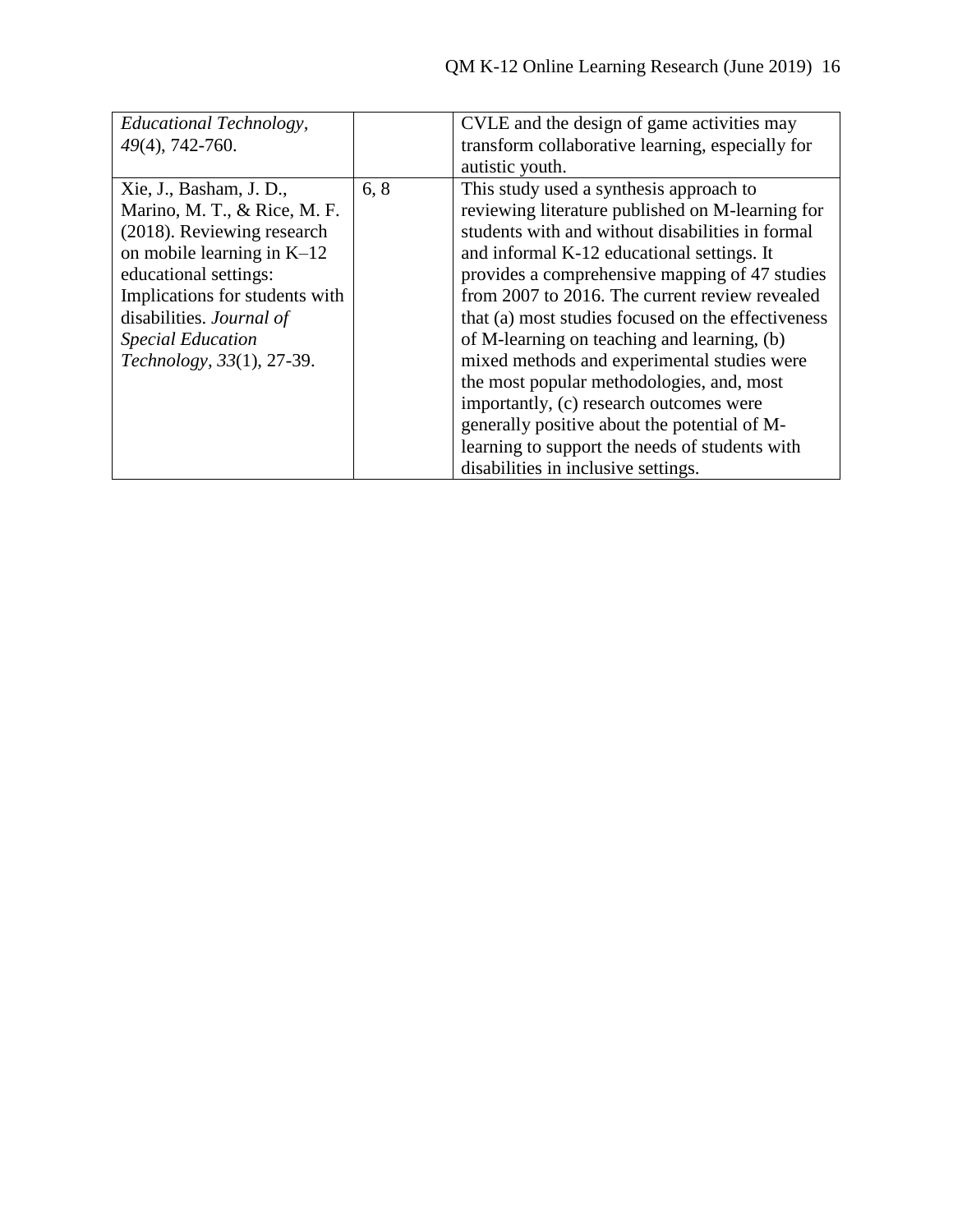| | | |
|---|---|---|
| *Educational Technology, 49*(4), 742-760. | | CVLE and the design of game activities may transform collaborative learning, especially for autistic youth. |
| Xie, J., Basham, J. D., Marino, M. T., & Rice, M. F. (2018). Reviewing research on mobile learning in K–12 educational settings: Implications for students with disabilities. *Journal of Special Education Technology, 33*(1), 27-39. | 6, 8 | This study used a synthesis approach to reviewing literature published on M-learning for students with and without disabilities in formal and informal K-12 educational settings. It provides a comprehensive mapping of 47 studies from 2007 to 2016. The current review revealed that (a) most studies focused on the effectiveness of M-learning on teaching and learning, (b) mixed methods and experimental studies were the most popular methodologies, and, most importantly, (c) research outcomes were generally positive about the potential of M-learning to support the needs of students with disabilities in inclusive settings. |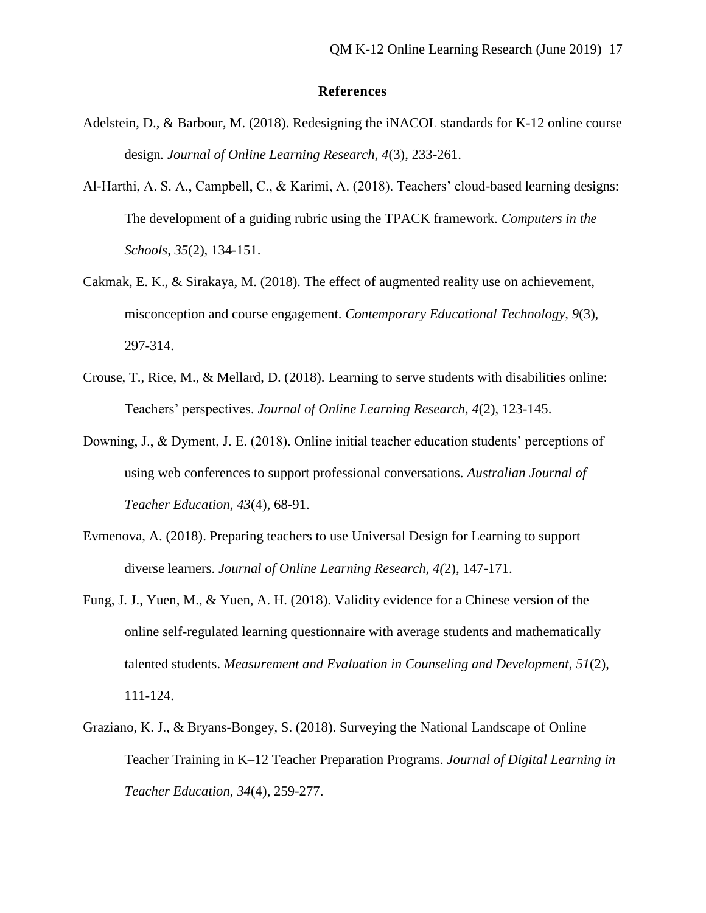## References

Adelstein, D., & Barbour, M. (2018). Redesigning the iNACOL standards for K-12 online course design. *Journal of Online Learning Research, 4*(3), 233-261.

Al-Harthi, A. S. A., Campbell, C., & Karimi, A. (2018). Teachers' cloud-based learning designs: The development of a guiding rubric using the TPACK framework. *Computers in the Schools*, *35*(2), 134-151.

Cakmak, E. K., & Sirakaya, M. (2018). The effect of augmented reality use on achievement, misconception and course engagement. *Contemporary Educational Technology, 9*(3), 297-314.

Crouse, T., Rice, M., & Mellard, D. (2018). Learning to serve students with disabilities online: Teachers' perspectives. *Journal of Online Learning Research*, *4*(2), 123-145.

Downing, J., & Dyment, J. E. (2018). Online initial teacher education students' perceptions of using web conferences to support professional conversations. *Australian Journal of Teacher Education*, *43*(4), 68-91.

Evmenova, A. (2018). Preparing teachers to use Universal Design for Learning to support diverse learners. *Journal of Online Learning Research*, *4(*2), 147-171.

Fung, J. J., Yuen, M., & Yuen, A. H. (2018). Validity evidence for a Chinese version of the online self-regulated learning questionnaire with average students and mathematically talented students. *Measurement and Evaluation in Counseling and Development*, *51*(2), 111-124.

Graziano, K. J., & Bryans-Bongey, S. (2018). Surveying the National Landscape of Online Teacher Training in K–12 Teacher Preparation Programs. *Journal of Digital Learning in Teacher Education*, *34*(4), 259-277.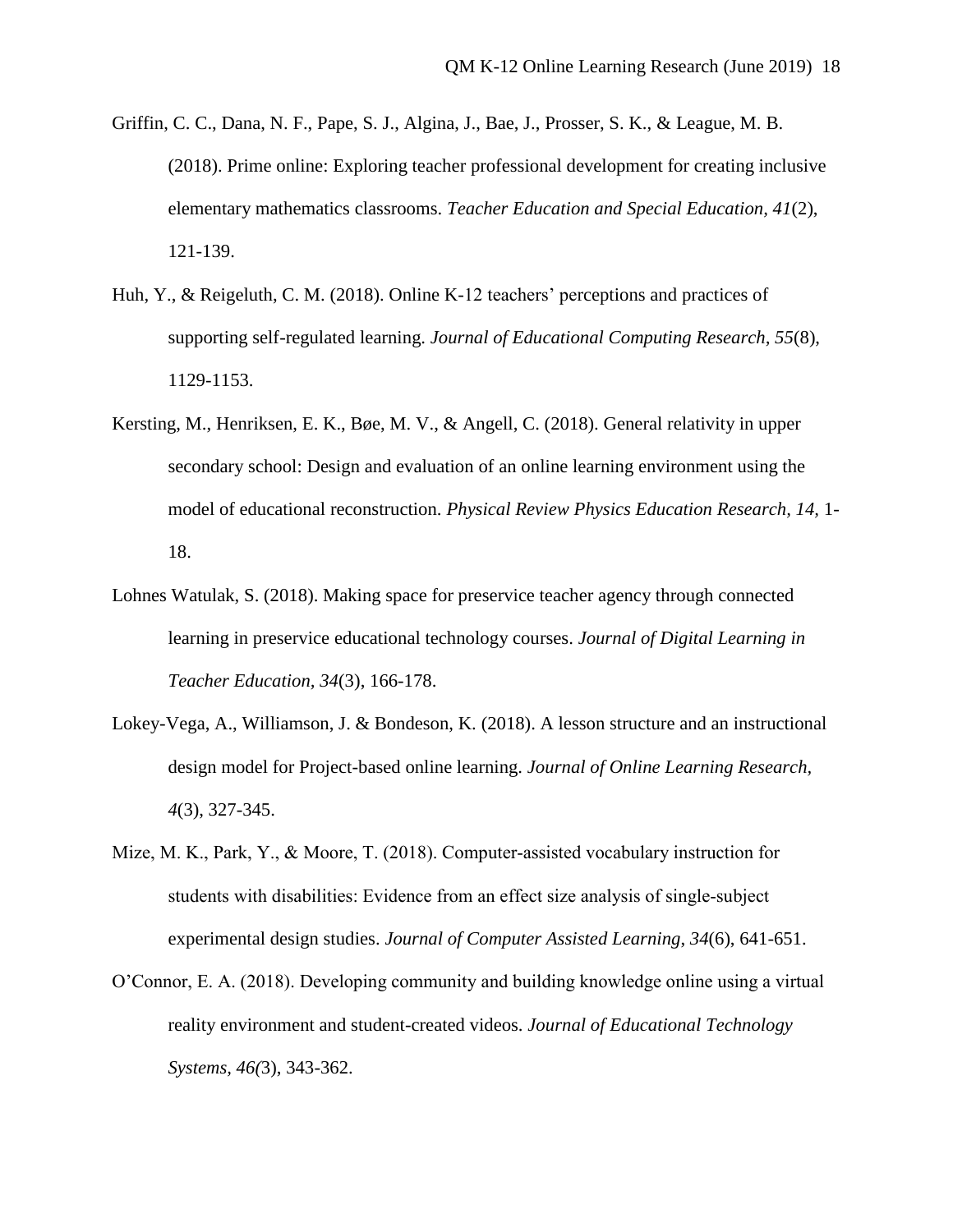Griffin, C. C., Dana, N. F., Pape, S. J., Algina, J., Bae, J., Prosser, S. K., & League, M. B. (2018). Prime online: Exploring teacher professional development for creating inclusive elementary mathematics classrooms. *Teacher Education and Special Education, 41*(2), 121-139.

Huh, Y., & Reigeluth, C. M. (2018). Online K-12 teachers' perceptions and practices of supporting self-regulated learning. *Journal of Educational Computing Research, 55*(8), 1129-1153.

Kersting, M., Henriksen, E. K., Bøe, M. V., & Angell, C. (2018). General relativity in upper secondary school: Design and evaluation of an online learning environment using the model of educational reconstruction. *Physical Review Physics Education Research, 14,* 1-18.

Lohnes Watulak, S. (2018). Making space for preservice teacher agency through connected learning in preservice educational technology courses. *Journal of Digital Learning in Teacher Education, 34*(3), 166-178.

Lokey-Vega, A., Williamson, J. & Bondeson, K. (2018). A lesson structure and an instructional design model for Project-based online learning. *Journal of Online Learning Research, 4*(3), 327-345.

Mize, M. K., Park, Y., & Moore, T. (2018). Computer-assisted vocabulary instruction for students with disabilities: Evidence from an effect size analysis of single-subject experimental design studies. *Journal of Computer Assisted Learning, 34*(6), 641-651.

O'Connor, E. A. (2018). Developing community and building knowledge online using a virtual reality environment and student-created videos. *Journal of Educational Technology Systems, 46(*3), 343-362.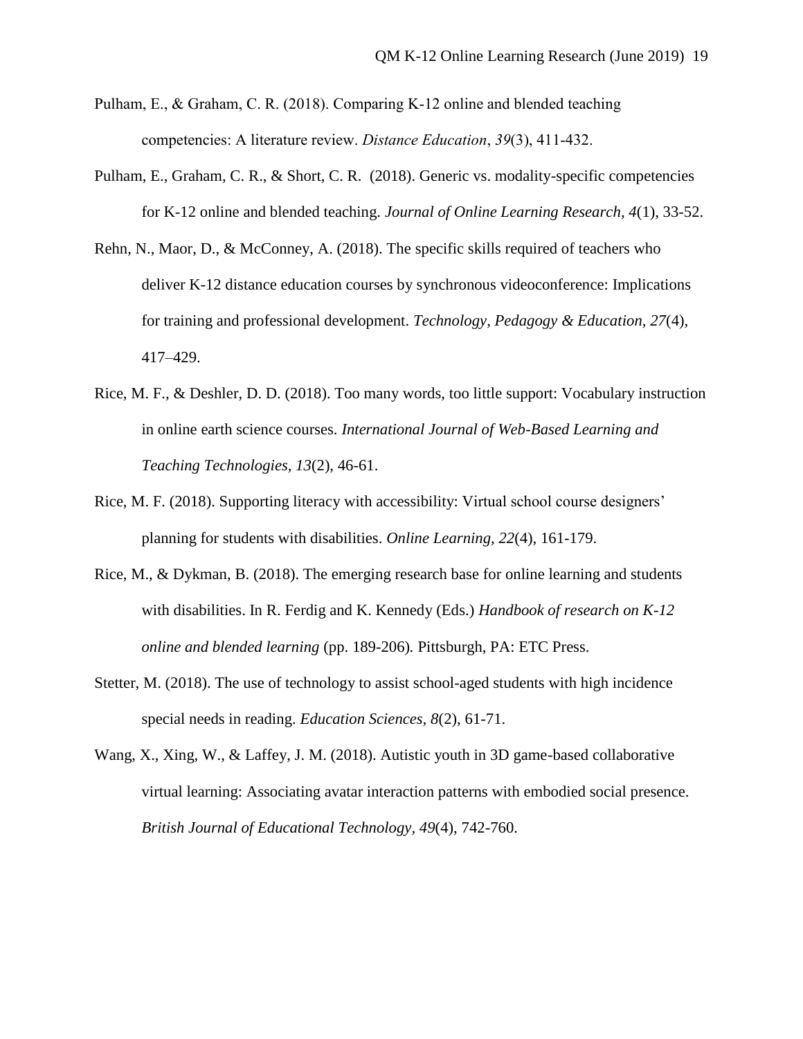Pulham, E., & Graham, C. R. (2018). Comparing K-12 online and blended teaching competencies: A literature review. *Distance Education*, *39*(3), 411-432.

Pulham, E., Graham, C. R., & Short, C. R. (2018). Generic vs. modality-specific competencies for K-12 online and blended teaching. *Journal of Online Learning Research, 4*(1), 33-52.

Rehn, N., Maor, D., & McConney, A. (2018). The specific skills required of teachers who deliver K-12 distance education courses by synchronous videoconference: Implications for training and professional development. *Technology, Pedagogy & Education, 27*(4), 417–429.

Rice, M. F., & Deshler, D. D. (2018). Too many words, too little support: Vocabulary instruction in online earth science courses. *International Journal of Web-Based Learning and Teaching Technologies, 13*(2), 46-61.

Rice, M. F. (2018). Supporting literacy with accessibility: Virtual school course designers' planning for students with disabilities. *Online Learning, 22*(4), 161-179.

Rice, M., & Dykman, B. (2018). The emerging research base for online learning and students with disabilities. In R. Ferdig and K. Kennedy (Eds.) *Handbook of research on K-12 online and blended learning* (pp. 189-206)*.* Pittsburgh, PA: ETC Press.

Stetter, M. (2018). The use of technology to assist school-aged students with high incidence special needs in reading. *Education Sciences, 8*(2), 61-71.

Wang, X., Xing, W., & Laffey, J. M. (2018). Autistic youth in 3D game-based collaborative virtual learning: Associating avatar interaction patterns with embodied social presence. *British Journal of Educational Technology*, *49*(4), 742-760.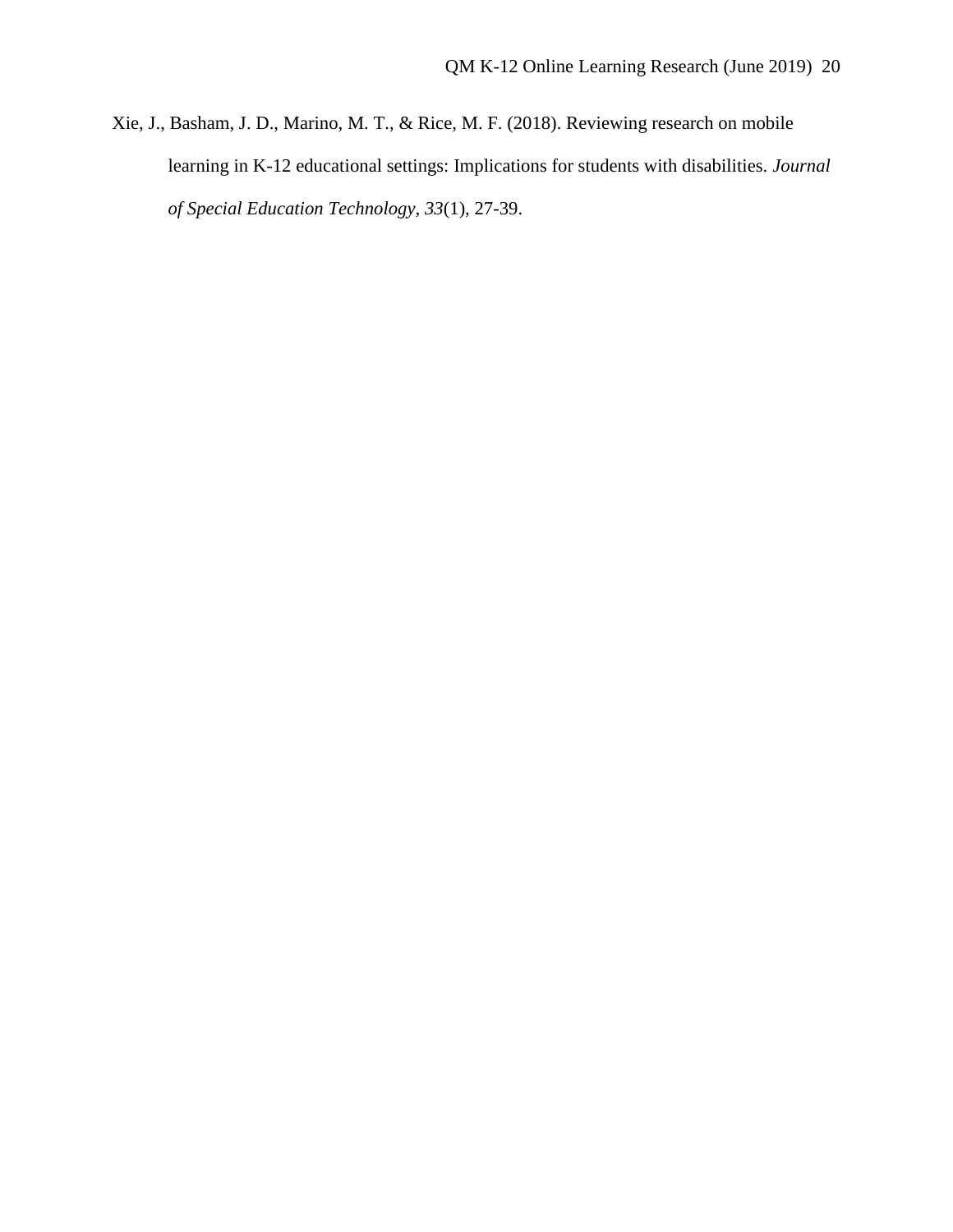Xie, J., Basham, J. D., Marino, M. T., & Rice, M. F. (2018). Reviewing research on mobile learning in K-12 educational settings: Implications for students with disabilities. *Journal of Special Education Technology*, *33*(1), 27-39.